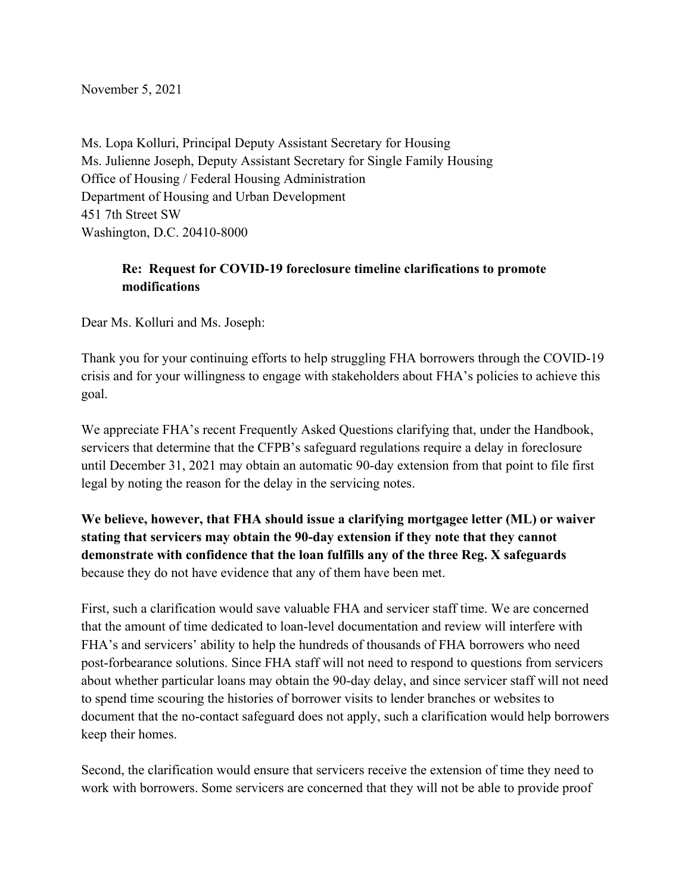November 5, 2021

Ms. Lopa Kolluri, Principal Deputy Assistant Secretary for Housing
Ms. Julienne Joseph, Deputy Assistant Secretary for Single Family Housing
Office of Housing / Federal Housing Administration
Department of Housing and Urban Development
451 7th Street SW
Washington, D.C. 20410-8000

**Re: Request for COVID-19 foreclosure timeline clarifications to promote modifications**

Dear Ms. Kolluri and Ms. Joseph:

Thank you for your continuing efforts to help struggling FHA borrowers through the COVID-19 crisis and for your willingness to engage with stakeholders about FHA's policies to achieve this goal.

We appreciate FHA's recent Frequently Asked Questions clarifying that, under the Handbook, servicers that determine that the CFPB's safeguard regulations require a delay in foreclosure until December 31, 2021 may obtain an automatic 90-day extension from that point to file first legal by noting the reason for the delay in the servicing notes.

**We believe, however, that FHA should issue a clarifying mortgagee letter (ML) or waiver stating that servicers may obtain the 90-day extension if they note that they cannot demonstrate with confidence that the loan fulfills any of the three Reg. X safeguards** because they do not have evidence that any of them have been met.

First, such a clarification would save valuable FHA and servicer staff time. We are concerned that the amount of time dedicated to loan-level documentation and review will interfere with FHA's and servicers' ability to help the hundreds of thousands of FHA borrowers who need post-forbearance solutions. Since FHA staff will not need to respond to questions from servicers about whether particular loans may obtain the 90-day delay, and since servicer staff will not need to spend time scouring the histories of borrower visits to lender branches or websites to document that the no-contact safeguard does not apply, such a clarification would help borrowers keep their homes.

Second, the clarification would ensure that servicers receive the extension of time they need to work with borrowers. Some servicers are concerned that they will not be able to provide proof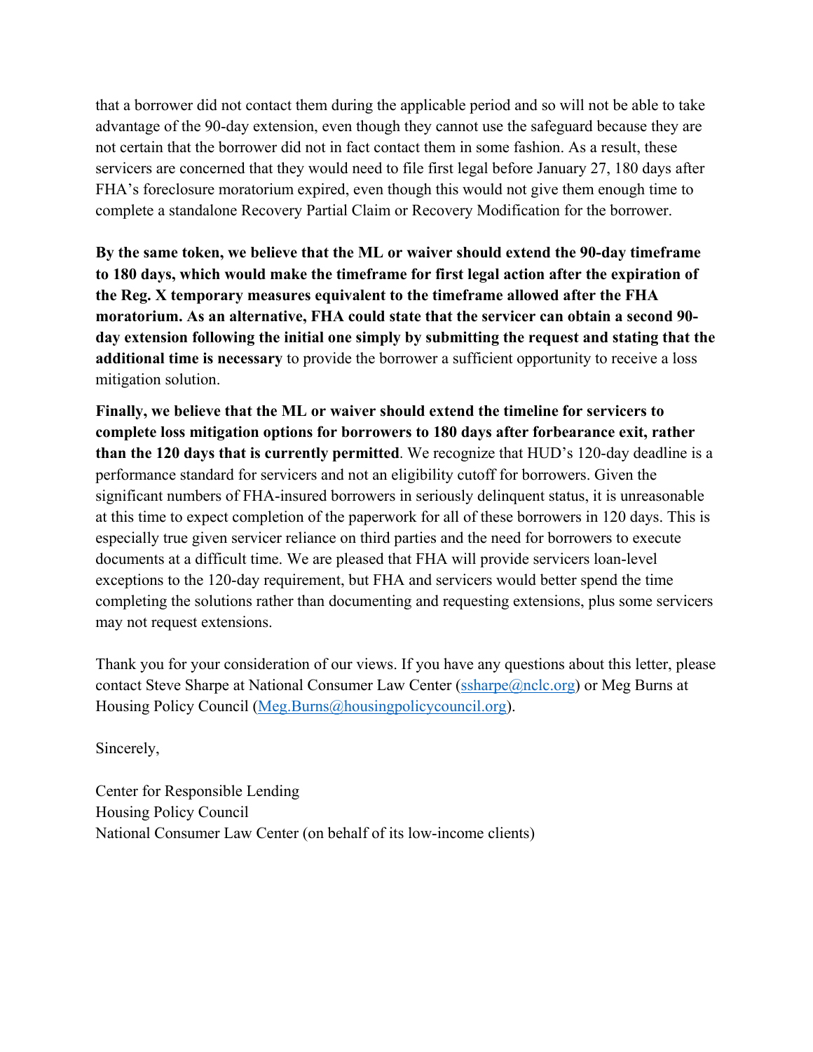that a borrower did not contact them during the applicable period and so will not be able to take advantage of the 90-day extension, even though they cannot use the safeguard because they are not certain that the borrower did not in fact contact them in some fashion. As a result, these servicers are concerned that they would need to file first legal before January 27, 180 days after FHA's foreclosure moratorium expired, even though this would not give them enough time to complete a standalone Recovery Partial Claim or Recovery Modification for the borrower.

**By the same token, we believe that the ML or waiver should extend the 90-day timeframe to 180 days, which would make the timeframe for first legal action after the expiration of the Reg. X temporary measures equivalent to the timeframe allowed after the FHA moratorium. As an alternative, FHA could state that the servicer can obtain a second 90-day extension following the initial one simply by submitting the request and stating that the additional time is necessary** to provide the borrower a sufficient opportunity to receive a loss mitigation solution.

**Finally, we believe that the ML or waiver should extend the timeline for servicers to complete loss mitigation options for borrowers to 180 days after forbearance exit, rather than the 120 days that is currently permitted**. We recognize that HUD's 120-day deadline is a performance standard for servicers and not an eligibility cutoff for borrowers. Given the significant numbers of FHA-insured borrowers in seriously delinquent status, it is unreasonable at this time to expect completion of the paperwork for all of these borrowers in 120 days. This is especially true given servicer reliance on third parties and the need for borrowers to execute documents at a difficult time. We are pleased that FHA will provide servicers loan-level exceptions to the 120-day requirement, but FHA and servicers would better spend the time completing the solutions rather than documenting and requesting extensions, plus some servicers may not request extensions.

Thank you for your consideration of our views. If you have any questions about this letter, please contact Steve Sharpe at National Consumer Law Center (ssharpe@nclc.org) or Meg Burns at Housing Policy Council (Meg.Burns@housingpolicycouncil.org).

Sincerely,

Center for Responsible Lending
Housing Policy Council
National Consumer Law Center (on behalf of its low-income clients)